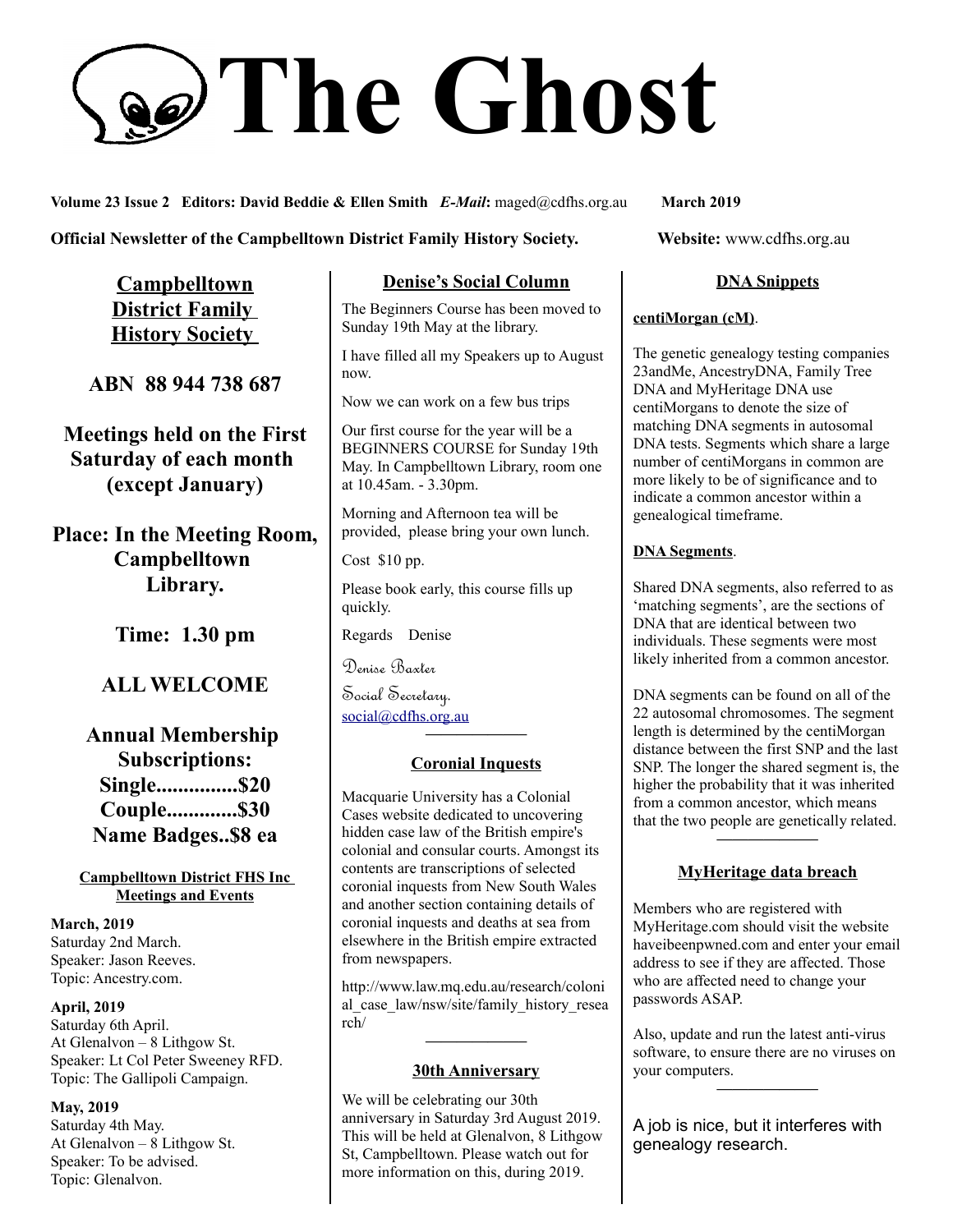# The Ghost

**Volume 23 Issue 2 Editors: David Beddie & Ellen Smith** ***E-Mail***: maged@cdfhs.org.au **March 2019**

**Official Newsletter of the Campbelltown District Family History Society.** **Website:** www.cdfhs.org.au

## Campbelltown District Family History Society

**ABN 88 944 738 687**

**Meetings held on the First Saturday of each month (except January)**

**Place: In the Meeting Room, Campbelltown Library.**

**Time: 1.30 pm**

**ALL WELCOME**

**Annual Membership Subscriptions:**
**Single...............$20**
**Couple.............$30**
**Name Badges..$8 ea**

### Campbelltown District FHS Inc Meetings and Events

**March, 2019**
Saturday 2nd March.
Speaker: Jason Reeves.
Topic: Ancestry.com.

**April, 2019**
Saturday 6th April.
At Glenalvon – 8 Lithgow St.
Speaker: Lt Col Peter Sweeney RFD.
Topic: The Gallipoli Campaign.

**May, 2019**
Saturday 4th May.
At Glenalvon – 8 Lithgow St.
Speaker: To be advised.
Topic: Glenalvon.

## Denise's Social Column

The Beginners Course has been moved to Sunday 19th May at the library.

I have filled all my Speakers up to August now.

Now we can work on a few bus trips

Our first course for the year will be a BEGINNERS COURSE for Sunday 19th May. In Campbelltown Library, room one at 10.45am. - 3.30pm.

Morning and Afternoon tea will be provided, please bring your own lunch.

Cost $10 pp.

Please book early, this course fills up quickly.

Regards Denise

Denise Baxter
Social Secretary.
social@cdfhs.org.au

## Coronial Inquests

Macquarie University has a Colonial Cases website dedicated to uncovering hidden case law of the British empire's colonial and consular courts. Amongst its contents are transcriptions of selected coronial inquests from New South Wales and another section containing details of coronial inquests and deaths at sea from elsewhere in the British empire extracted from newspapers.

http://www.law.mq.edu.au/research/colonial_case_law/nsw/site/family_history_research/

## 30th Anniversary

We will be celebrating our 30th anniversary in Saturday 3rd August 2019. This will be held at Glenalvon, 8 Lithgow St, Campbelltown. Please watch out for more information on this, during 2019.

## DNA Snippets

**centiMorgan (cM)**.

The genetic genealogy testing companies 23andMe, AncestryDNA, Family Tree DNA and MyHeritage DNA use centiMorgans to denote the size of matching DNA segments in autosomal DNA tests. Segments which share a large number of centiMorgans in common are more likely to be of significance and to indicate a common ancestor within a genealogical timeframe.

**DNA Segments**.

Shared DNA segments, also referred to as 'matching segments', are the sections of DNA that are identical between two individuals. These segments were most likely inherited from a common ancestor.

DNA segments can be found on all of the 22 autosomal chromosomes. The segment length is determined by the centiMorgan distance between the first SNP and the last SNP. The longer the shared segment is, the higher the probability that it was inherited from a common ancestor, which means that the two people are genetically related.

## MyHeritage data breach

Members who are registered with MyHeritage.com should visit the website haveibeenpwned.com and enter your email address to see if they are affected. Those who are affected need to change your passwords ASAP.

Also, update and run the latest anti-virus software, to ensure there are no viruses on your computers.

A job is nice, but it interferes with genealogy research.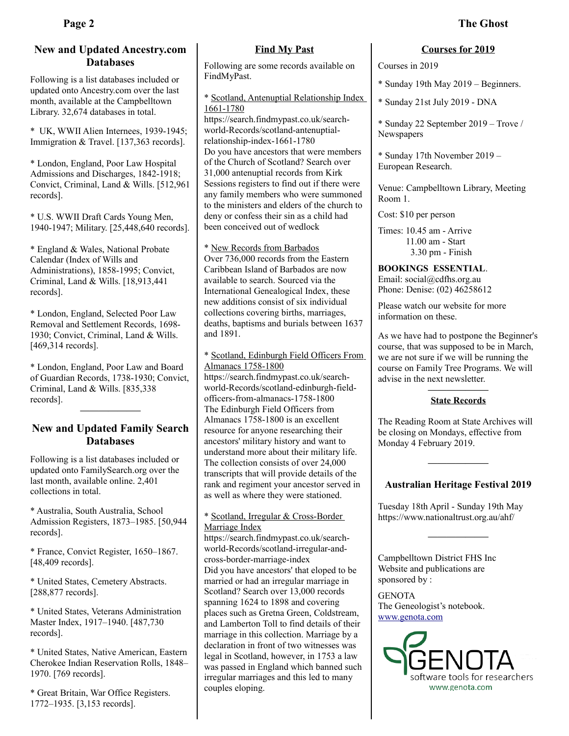## New and Updated Ancestry.com Databases

Following is a list databases included or updated onto Ancestry.com over the last month, available at the Campbelltown Library. 32,674 databases in total.

* UK, WWII Alien Internees, 1939-1945; Immigration & Travel. [137,363 records].

* London, England, Poor Law Hospital Admissions and Discharges, 1842-1918; Convict, Criminal, Land & Wills. [512,961 records].

* U.S. WWII Draft Cards Young Men, 1940-1947; Military. [25,448,640 records].

* England & Wales, National Probate Calendar (Index of Wills and Administrations), 1858-1995; Convict, Criminal, Land & Wills. [18,913,441 records].

* London, England, Selected Poor Law Removal and Settlement Records, 1698-1930; Convict, Criminal, Land & Wills. [469,314 records].

* London, England, Poor Law and Board of Guardian Records, 1738-1930; Convict, Criminal, Land & Wills. [835,338 records].

## New and Updated Family Search Databases

Following is a list databases included or updated onto FamilySearch.org over the last month, available online. 2,401 collections in total.

* Australia, South Australia, School Admission Registers, 1873–1985. [50,944 records].

* France, Convict Register, 1650–1867. [48,409 records].

* United States, Cemetery Abstracts. [288,877 records].

* United States, Veterans Administration Master Index, 1917–1940. [487,730 records].

* United States, Native American, Eastern Cherokee Indian Reservation Rolls, 1848–1970. [769 records].

* Great Britain, War Office Registers. 1772–1935. [3,153 records].

## Find My Past

Following are some records available on FindMyPast.

* Scotland, Antenuptial Relationship Index 1661-1780
https://search.findmypast.co.uk/search-world-Records/scotland-antenuptial-relationship-index-1661-1780
Do you have ancestors that were members of the Church of Scotland? Search over 31,000 antenuptial records from Kirk Sessions registers to find out if there were any family members who were summoned to the ministers and elders of the church to deny or confess their sin as a child had been conceived out of wedlock

* New Records from Barbados
Over 736,000 records from the Eastern Caribbean Island of Barbados are now available to search. Sourced via the International Genealogical Index, these new additions consist of six individual collections covering births, marriages, deaths, baptisms and burials between 1637 and 1891.

* Scotland, Edinburgh Field Officers From Almanacs 1758-1800
https://search.findmypast.co.uk/search-world-Records/scotland-edinburgh-field-officers-from-almanacs-1758-1800
The Edinburgh Field Officers from Almanacs 1758-1800 is an excellent resource for anyone researching their ancestors' military history and want to understand more about their military life. The collection consists of over 24,000 transcripts that will provide details of the rank and regiment your ancestor served in as well as where they were stationed.

* Scotland, Irregular & Cross-Border Marriage Index
https://search.findmypast.co.uk/search-world-Records/scotland-irregular-and-cross-border-marriage-index
Did you have ancestors' that eloped to be married or had an irregular marriage in Scotland? Search over 13,000 records spanning 1624 to 1898 and covering places such as Gretna Green, Coldstream, and Lamberton Toll to find details of their marriage in this collection. Marriage by a declaration in front of two witnesses was legal in Scotland, however, in 1753 a law was passed in England which banned such irregular marriages and this led to many couples eloping.

## Courses for 2019

Courses in 2019

* Sunday 19th May 2019 – Beginners.

* Sunday 21st July 2019 - DNA

* Sunday 22 September 2019 – Trove / Newspapers

* Sunday 17th November 2019 – European Research.

Venue: Campbelltown Library, Meeting Room 1.

Cost: $10 per person

Times: 10.45 am - Arrive
11.00 am - Start
3.30 pm - Finish

**BOOKINGS ESSENTIAL**.
Email: social@cdfhs.org.au
Phone: Denise: (02) 46258612

Please watch our website for more information on these.

As we have had to postpone the Beginner's course, that was supposed to be in March, we are not sure if we will be running the course on Family Tree Programs. We will advise in the next newsletter.

## State Records

The Reading Room at State Archives will be closing on Mondays, effective from Monday 4 February 2019.

## Australian Heritage Festival 2019

Tuesday 18th April - Sunday 19th May
https://www.nationaltrust.org.au/ahf/

Campbelltown District FHS Inc Website and publications are sponsored by :

GENOTA
The Geneologist's notebook.
www.genota.com

GENOTA
software tools for researchers
www.genota.com